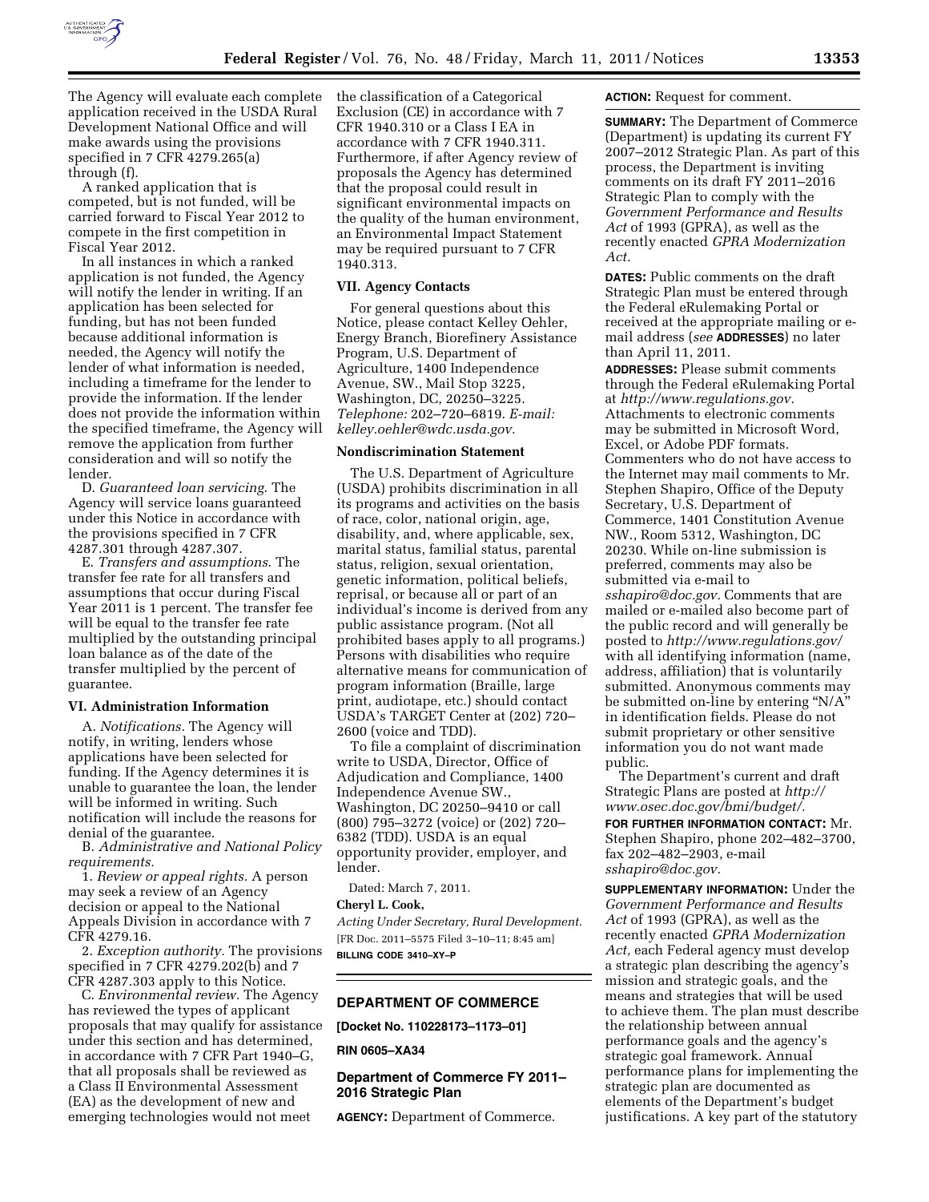The Agency will evaluate each complete application received in the USDA Rural Development National Office and will make awards using the provisions specified in 7 CFR 4279.265(a) through (f).

A ranked application that is competed, but is not funded, will be carried forward to Fiscal Year 2012 to compete in the first competition in Fiscal Year 2012.

In all instances in which a ranked application is not funded, the Agency will notify the lender in writing. If an application has been selected for funding, but has not been funded because additional information is needed, the Agency will notify the lender of what information is needed, including a timeframe for the lender to provide the information. If the lender does not provide the information within the specified timeframe, the Agency will remove the application from further consideration and will so notify the lender.

D. *Guaranteed loan servicing*. The Agency will service loans guaranteed under this Notice in accordance with the provisions specified in 7 CFR 4287.301 through 4287.307.

E. *Transfers and assumptions*. The transfer fee rate for all transfers and assumptions that occur during Fiscal Year 2011 is 1 percent. The transfer fee will be equal to the transfer fee rate multiplied by the outstanding principal loan balance as of the date of the transfer multiplied by the percent of guarantee.

### VI. Administration Information

A. *Notifications.* The Agency will notify, in writing, lenders whose applications have been selected for funding. If the Agency determines it is unable to guarantee the loan, the lender will be informed in writing. Such notification will include the reasons for denial of the guarantee.

B. *Administrative and National Policy requirements.*

1. *Review or appeal rights.* A person may seek a review of an Agency decision or appeal to the National Appeals Division in accordance with 7 CFR 4279.16.

2. *Exception authority.* The provisions specified in 7 CFR 4279.202(b) and 7 CFR 4287.303 apply to this Notice.

C. *Environmental review.* The Agency has reviewed the types of applicant proposals that may qualify for assistance under this section and has determined, in accordance with 7 CFR Part 1940–G, that all proposals shall be reviewed as a Class II Environmental Assessment (EA) as the development of new and emerging technologies would not meet the classification of a Categorical Exclusion (CE) in accordance with 7 CFR 1940.310 or a Class I EA in accordance with 7 CFR 1940.311. Furthermore, if after Agency review of proposals the Agency has determined that the proposal could result in significant environmental impacts on the quality of the human environment, an Environmental Impact Statement may be required pursuant to 7 CFR 1940.313.

### VII. Agency Contacts

For general questions about this Notice, please contact Kelley Oehler, Energy Branch, Biorefinery Assistance Program, U.S. Department of Agriculture, 1400 Independence Avenue, SW., Mail Stop 3225, Washington, DC, 20250–3225. *Telephone:* 202–720–6819. *E-mail: kelley.oehler@wdc.usda.gov.*

### Nondiscrimination Statement

The U.S. Department of Agriculture (USDA) prohibits discrimination in all its programs and activities on the basis of race, color, national origin, age, disability, and, where applicable, sex, marital status, familial status, parental status, religion, sexual orientation, genetic information, political beliefs, reprisal, or because all or part of an individual's income is derived from any public assistance program. (Not all prohibited bases apply to all programs.) Persons with disabilities who require alternative means for communication of program information (Braille, large print, audiotape, etc.) should contact USDA's TARGET Center at (202) 720–2600 (voice and TDD).

To file a complaint of discrimination write to USDA, Director, Office of Adjudication and Compliance, 1400 Independence Avenue SW., Washington, DC 20250–9410 or call (800) 795–3272 (voice) or (202) 720–6382 (TDD). USDA is an equal opportunity provider, employer, and lender.

Dated: March 7, 2011.

**Cheryl L. Cook,**

*Acting Under Secretary, Rural Development.*

[FR Doc. 2011–5575 Filed 3–10–11; 8:45 am]

**BILLING CODE 3410–XY–P**

## DEPARTMENT OF COMMERCE

**[Docket No. 110228173–1173–01]**

**RIN 0605–XA34**

## Department of Commerce FY 2011–2016 Strategic Plan

**AGENCY:** Department of Commerce.

**ACTION:** Request for comment.

**SUMMARY:** The Department of Commerce (Department) is updating its current FY 2007–2012 Strategic Plan. As part of this process, the Department is inviting comments on its draft FY 2011–2016 Strategic Plan to comply with the *Government Performance and Results Act* of 1993 (GPRA), as well as the recently enacted *GPRA Modernization Act.*

**DATES:** Public comments on the draft Strategic Plan must be entered through the Federal eRulemaking Portal or received at the appropriate mailing or e-mail address (*see* **ADDRESSES**) no later than April 11, 2011.

**ADDRESSES:** Please submit comments through the Federal eRulemaking Portal at *http://www.regulations.gov.* Attachments to electronic comments may be submitted in Microsoft Word, Excel, or Adobe PDF formats. Commenters who do not have access to the Internet may mail comments to Mr. Stephen Shapiro, Office of the Deputy Secretary, U.S. Department of Commerce, 1401 Constitution Avenue NW., Room 5312, Washington, DC 20230. While on-line submission is preferred, comments may also be submitted via e-mail to *sshapiro@doc.gov.* Comments that are mailed or e-mailed also become part of the public record and will generally be posted to *http://www.regulations.gov/* with all identifying information (name, address, affiliation) that is voluntarily submitted. Anonymous comments may be submitted on-line by entering "N/A" in identification fields. Please do not submit proprietary or other sensitive information you do not want made public.

The Department's current and draft Strategic Plans are posted at *http://www.osec.doc.gov/bmi/budget/.*

**FOR FURTHER INFORMATION CONTACT:** Mr. Stephen Shapiro, phone 202–482–3700, fax 202–482–2903, e-mail *sshapiro@doc.gov.*

**SUPPLEMENTARY INFORMATION:** Under the *Government Performance and Results Act* of 1993 (GPRA), as well as the recently enacted *GPRA Modernization Act,* each Federal agency must develop a strategic plan describing the agency's mission and strategic goals, and the means and strategies that will be used to achieve them. The plan must describe the relationship between annual performance goals and the agency's strategic goal framework. Annual performance plans for implementing the strategic plan are documented as elements of the Department's budget justifications. A key part of the statutory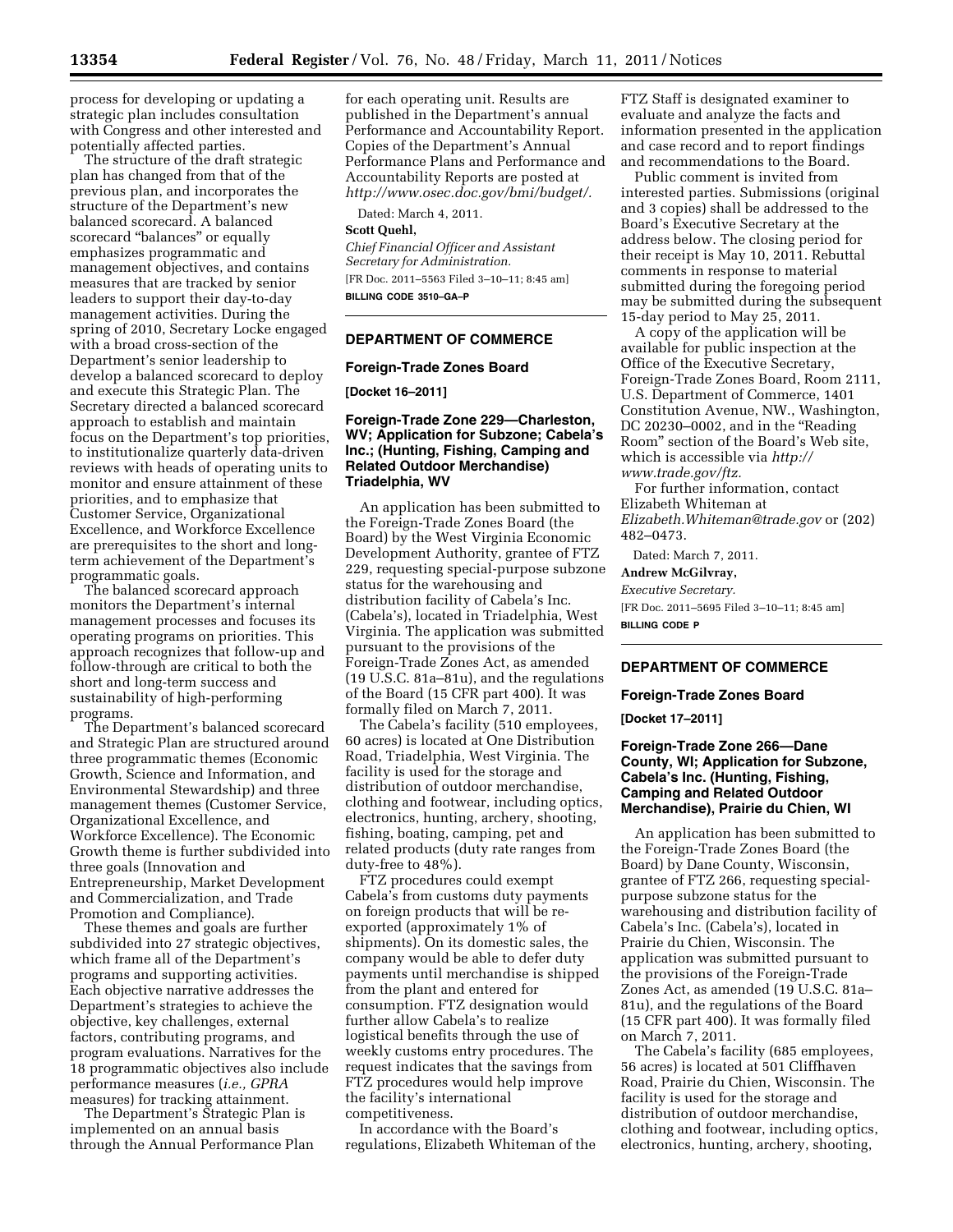process for developing or updating a strategic plan includes consultation with Congress and other interested and potentially affected parties.

The structure of the draft strategic plan has changed from that of the previous plan, and incorporates the structure of the Department's new balanced scorecard. A balanced scorecard "balances" or equally emphasizes programmatic and management objectives, and contains measures that are tracked by senior leaders to support their day-to-day management activities. During the spring of 2010, Secretary Locke engaged with a broad cross-section of the Department's senior leadership to develop a balanced scorecard to deploy and execute this Strategic Plan. The Secretary directed a balanced scorecard approach to establish and maintain focus on the Department's top priorities, to institutionalize quarterly data-driven reviews with heads of operating units to monitor and ensure attainment of these priorities, and to emphasize that Customer Service, Organizational Excellence, and Workforce Excellence are prerequisites to the short and long-term achievement of the Department's programmatic goals.

The balanced scorecard approach monitors the Department's internal management processes and focuses its operating programs on priorities. This approach recognizes that follow-up and follow-through are critical to both the short and long-term success and sustainability of high-performing programs.

The Department's balanced scorecard and Strategic Plan are structured around three programmatic themes (Economic Growth, Science and Information, and Environmental Stewardship) and three management themes (Customer Service, Organizational Excellence, and Workforce Excellence). The Economic Growth theme is further subdivided into three goals (Innovation and Entrepreneurship, Market Development and Commercialization, and Trade Promotion and Compliance).

These themes and goals are further subdivided into 27 strategic objectives, which frame all of the Department's programs and supporting activities. Each objective narrative addresses the Department's strategies to achieve the objective, key challenges, external factors, contributing programs, and program evaluations. Narratives for the 18 programmatic objectives also include performance measures (*i.e., GPRA* measures) for tracking attainment.

The Department's Strategic Plan is implemented on an annual basis through the Annual Performance Plan for each operating unit. Results are published in the Department's annual Performance and Accountability Report. Copies of the Department's Annual Performance Plans and Performance and Accountability Reports are posted at *http://www.osec.doc.gov/bmi/budget/.*

Dated: March 4, 2011.

**Scott Quehl,**

*Chief Financial Officer and Assistant Secretary for Administration.*

[FR Doc. 2011–5563 Filed 3–10–11; 8:45 am]

**BILLING CODE 3510–GA–P**

---

## DEPARTMENT OF COMMERCE

### Foreign-Trade Zones Board

**[Docket 16–2011]**

### Foreign-Trade Zone 229—Charleston, WV; Application for Subzone; Cabela's Inc.; (Hunting, Fishing, Camping and Related Outdoor Merchandise) Triadelphia, WV

An application has been submitted to the Foreign-Trade Zones Board (the Board) by the West Virginia Economic Development Authority, grantee of FTZ 229, requesting special-purpose subzone status for the warehousing and distribution facility of Cabela's Inc. (Cabela's), located in Triadelphia, West Virginia. The application was submitted pursuant to the provisions of the Foreign-Trade Zones Act, as amended (19 U.S.C. 81a–81u), and the regulations of the Board (15 CFR part 400). It was formally filed on March 7, 2011.

The Cabela's facility (510 employees, 60 acres) is located at One Distribution Road, Triadelphia, West Virginia. The facility is used for the storage and distribution of outdoor merchandise, clothing and footwear, including optics, electronics, hunting, archery, shooting, fishing, boating, camping, pet and related products (duty rate ranges from duty-free to 48%).

FTZ procedures could exempt Cabela's from customs duty payments on foreign products that will be re-exported (approximately 1% of shipments). On its domestic sales, the company would be able to defer duty payments until merchandise is shipped from the plant and entered for consumption. FTZ designation would further allow Cabela's to realize logistical benefits through the use of weekly customs entry procedures. The request indicates that the savings from FTZ procedures would help improve the facility's international competitiveness.

In accordance with the Board's regulations, Elizabeth Whiteman of the FTZ Staff is designated examiner to evaluate and analyze the facts and information presented in the application and case record and to report findings and recommendations to the Board.

Public comment is invited from interested parties. Submissions (original and 3 copies) shall be addressed to the Board's Executive Secretary at the address below. The closing period for their receipt is May 10, 2011. Rebuttal comments in response to material submitted during the foregoing period may be submitted during the subsequent 15-day period to May 25, 2011.

A copy of the application will be available for public inspection at the Office of the Executive Secretary, Foreign-Trade Zones Board, Room 2111, U.S. Department of Commerce, 1401 Constitution Avenue, NW., Washington, DC 20230–0002, and in the "Reading Room" section of the Board's Web site, which is accessible via *http://www.trade.gov/ftz.*

For further information, contact Elizabeth Whiteman at *Elizabeth.Whiteman@trade.gov* or (202) 482–0473.

Dated: March 7, 2011.

**Andrew McGilvray,**

*Executive Secretary.*

[FR Doc. 2011–5695 Filed 3–10–11; 8:45 am]

**BILLING CODE P**

---

## DEPARTMENT OF COMMERCE

### Foreign-Trade Zones Board

**[Docket 17–2011]**

### Foreign-Trade Zone 266—Dane County, WI; Application for Subzone, Cabela's Inc. (Hunting, Fishing, Camping and Related Outdoor Merchandise), Prairie du Chien, WI

An application has been submitted to the Foreign-Trade Zones Board (the Board) by Dane County, Wisconsin, grantee of FTZ 266, requesting special-purpose subzone status for the warehousing and distribution facility of Cabela's Inc. (Cabela's), located in Prairie du Chien, Wisconsin. The application was submitted pursuant to the provisions of the Foreign-Trade Zones Act, as amended (19 U.S.C. 81a–81u), and the regulations of the Board (15 CFR part 400). It was formally filed on March 7, 2011.

The Cabela's facility (685 employees, 56 acres) is located at 501 Cliffhaven Road, Prairie du Chien, Wisconsin. The facility is used for the storage and distribution of outdoor merchandise, clothing and footwear, including optics, electronics, hunting, archery, shooting,